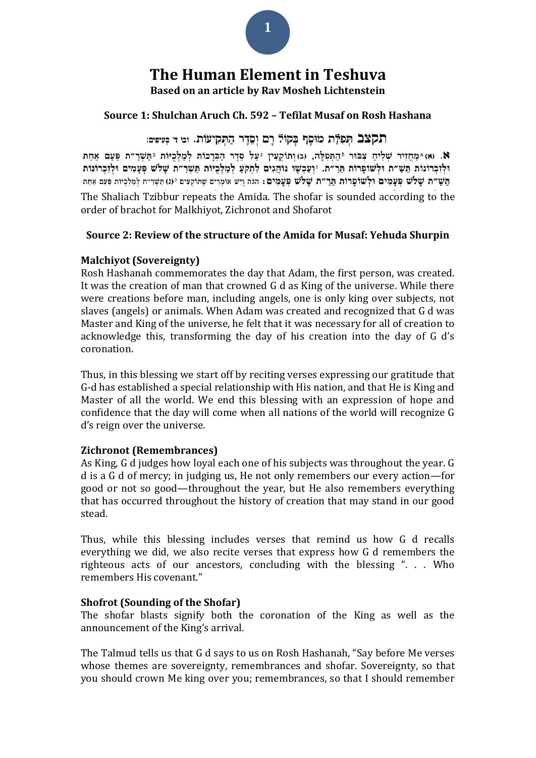# The Human Element in Teshuva

**Based on an article by Rav Mosheh Lichtenstein**

### Source 1: Shulchan Aruch Ch. 592 – Tefilat Musaf on Rosh Hashana

**תקצב תְּפִלַּת מוּסָף בְּקוֹל רָם וְסֵדֶר הַתְּקִיעוֹת.** ובו ד' סְעִיפִים:

**א.** (א) מַחֲזִיר שְׁלִיחַ צִבּוּר הַתְּפִלָּה, (ב) וְתוֹקְעִין עַל סֵדֶר הַבְּרָכוֹת לְמַלְכֻיּוֹת תַּשְׁרַ"ת פַּעַם אַחַת וּלְזִכְרוֹנוֹת תַּשַׁ"ת וּלְשׁוֹפָרוֹת תַּרַ"ת. וְעַכְשָׁו נוֹהֲגִים לִתְקֹעַ לְמַלְכֻיּוֹת תַּשְׁרַ"ת שָׁלֹשׁ פְּעָמִים וּלְזִכְרוֹנוֹת תַּשַׁ"ת שָׁלֹשׁ פְּעָמִים וּלְשׁוֹפָרוֹת תַּרַ"ת שָׁלֹשׁ פְּעָמִים: הגה וְיֵשׁ אוֹמְרִים שֶׁתּוֹקְעִים (ג) תַּשְׁרַ"ת לְמַלְכֻיּוֹת פַּעַם אַחַת

The Shaliach Tzibbur repeats the Amida. The shofar is sounded according to the order of brachot for Malkhiyot, Zichronot and Shofarot

### Source 2: Review of the structure of the Amida for Musaf: Yehuda Shurpin

**Malchiyot (Sovereignty)**

Rosh Hashanah commemorates the day that Adam, the first person, was created. It was the creation of man that crowned G d as King of the universe. While there were creations before man, including angels, one is only king over subjects, not slaves (angels) or animals. When Adam was created and recognized that G d was Master and King of the universe, he felt that it was necessary for all of creation to acknowledge this, transforming the day of his creation into the day of G d's coronation.

Thus, in this blessing we start off by reciting verses expressing our gratitude that G-d has established a special relationship with His nation, and that He is King and Master of all the world. We end this blessing with an expression of hope and confidence that the day will come when all nations of the world will recognize G d's reign over the universe.

**Zichronot (Remembrances)**

As King, G d judges how loyal each one of his subjects was throughout the year. G d is a G d of mercy; in judging us, He not only remembers our every action—for good or not so good—throughout the year, but He also remembers everything that has occurred throughout the history of creation that may stand in our good stead.

Thus, while this blessing includes verses that remind us how G d recalls everything we did, we also recite verses that express how G d remembers the righteous acts of our ancestors, concluding with the blessing ". . . Who remembers His covenant."

**Shofrot (Sounding of the Shofar)**

The shofar blasts signify both the coronation of the King as well as the announcement of the King's arrival.

The Talmud tells us that G d says to us on Rosh Hashanah, "Say before Me verses whose themes are sovereignty, remembrances and shofar. Sovereignty, so that you should crown Me king over you; remembrances, so that I should remember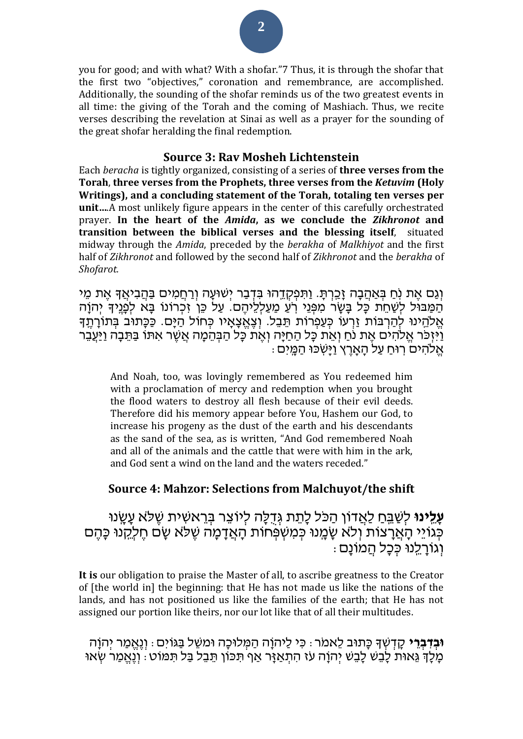you for good; and with what? With a shofar."7 Thus, it is through the shofar that the first two "objectives," coronation and remembrance, are accomplished. Additionally, the sounding of the shofar reminds us of the two greatest events in all time: the giving of the Torah and the coming of Mashiach. Thus, we recite verses describing the revelation at Sinai as well as a prayer for the sounding of the great shofar heralding the final redemption.

## Source 3: Rav Mosheh Lichtenstein

Each *beracha* is tightly organized, consisting of a series of **three verses from the Torah**, **three verses from the Prophets, three verses from the *Ketuvim* (Holy Writings), and a concluding statement of the Torah, totaling ten verses per unit….**A most unlikely figure appears in the center of this carefully orchestrated prayer. **In the heart of the *Amida*, as we conclude the *Zikhronot* and transition between the biblical verses and the blessing itself**, situated midway through the *Amida*, preceded by the *berakha* of *Malkhiyot* and the first half of *Zikhronot* and followed by the second half of *Zikhronot* and the *berakha* of *Shofarot.*

וְגַם אֶת נֹחַ בְּאַהֲבָה זָכַרְתָּ. וַתִּפְקְדֵהוּ בִּדְבַר יְשׁוּעָה וְרַחֲמִים בַּהֲבִיאֲךָ אֶת מֵי הַמַּבּוּל לְשַׁחֵת כָּל בָּשָׂר מִפְּנֵי רֹעַ מַעַלְלֵיהֶם. עַל כֵּן זִכְרוֹנוֹ בָּא לְפָנֶיךָ יְהֹוָה אֱלֹהֵינוּ לְהַרְבּוֹת זַרְעוֹ כְּעַפְרוֹת תֵּבֵל. וְצֶאֱצָאָיו כְּחוֹל הַיָּם. כַּכָּתוּב בְּתוֹרָתֶךָ וַיִּזְכֹּר אֱלֹהִים אֶת נֹחַ וְאֵת כָּל הַחַיָּה וְאֶת כָּל הַבְּהֵמָה אֲשֶׁר אִתּוֹ בַּתֵּבָה וַיַּעֲבֵר אֱלֹהִים רוּחַ עַל הָאָרֶץ וַיָּשֹׁכּוּ הַמָּיִם:

> And Noah, too, was lovingly remembered as You redeemed him with a proclamation of mercy and redemption when you brought the flood waters to destroy all flesh because of their evil deeds. Therefore did his memory appear before You, Hashem our God, to increase his progeny as the dust of the earth and his descendants as the sand of the sea, as is written, "And God remembered Noah and all of the animals and the cattle that were with him in the ark, and God sent a wind on the land and the waters receded."

## Source 4: Mahzor: Selections from Malchuyot/the shift

**עָלֵינוּ** לְשַׁבֵּחַ לַאֲדוֹן הַכֹּל לָתֵת גְּדֻלָּה לְיוֹצֵר בְּרֵאשִׁית שֶׁלֹּא עָשָׂנוּ כְּגוֹיֵי הָאֲרָצוֹת וְלֹא שָׂמָנוּ כְּמִשְׁפְּחוֹת הָאֲדָמָה שֶׁלֹּא שָׂם חֶלְקֵנוּ כָּהֶם וְגוֹרָלֵנוּ כְּכָל הֲמוֹנָם:

**It is** our obligation to praise the Master of all, to ascribe greatness to the Creator of [the world in] the beginning: that He has not made us like the nations of the lands, and has not positioned us like the families of the earth; that He has not assigned our portion like theirs, nor our lot like that of all their multitudes.

**וּבְדִבְרֵי** קָדְשְׁךָ כָּתוּב לֵאמֹר: כִּי לַיהֹוָה הַמְּלוּכָה וּמֹשֵׁל בַּגּוֹיִם: וְנֶאֱמַר יְהֹוָה מָלָךְ גֵּאוּת לָבֵשׁ לָבֵשׁ יְהֹוָה עֹז הִתְאַזָּר אַף תִּכּוֹן תֵּבֵל בַּל תִּמּוֹט: וְנֶאֱמַר שְׂאוּ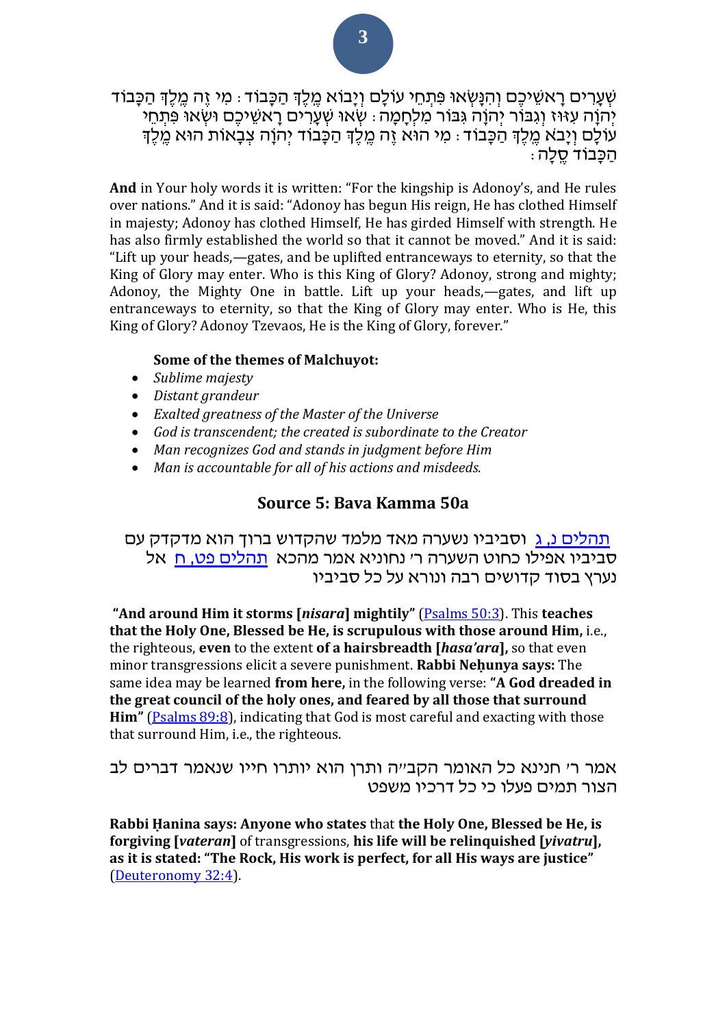שְׁעָרִים רָאשֵׁיכֶם וְהִנָּשְׂאוּ פִּתְחֵי עוֹלָם וְיָבוֹא מֶלֶךְ הַכָּבוֹד: מִי זֶה מֶלֶךְ הַכָּבוֹד יְהוָה עִזּוּז וְגִבּוֹר יְהוָה גִּבּוֹר מִלְחָמָה: שְׂאוּ שְׁעָרִים רָאשֵׁיכֶם וּשְׂאוּ פִּתְחֵי עוֹלָם וְיָבֹא מֶלֶךְ הַכָּבוֹד: מִי הוּא זֶה מֶלֶךְ הַכָּבוֹד יְהוָה צְבָאוֹת הוּא מֶלֶךְ הַכָּבוֹד סֶלָה:

**And** in Your holy words it is written: "For the kingship is Adonoy's, and He rules over nations." And it is said: "Adonoy has begun His reign, He has clothed Himself in majesty; Adonoy has clothed Himself, He has girded Himself with strength. He has also firmly established the world so that it cannot be moved." And it is said: "Lift up your heads,—gates, and be uplifted entranceways to eternity, so that the King of Glory may enter. Who is this King of Glory? Adonoy, strong and mighty; Adonoy, the Mighty One in battle. Lift up your heads,—gates, and lift up entranceways to eternity, so that the King of Glory may enter. Who is He, this King of Glory? Adonoy Tzevaos, He is the King of Glory, forever."

**Some of the themes of Malchuyot:**

- *Sublime majesty*
- *Distant grandeur*
- *Exalted greatness of the Master of the Universe*
- *God is transcendent; the created is subordinate to the Creator*
- *Man recognizes God and stands in judgment before Him*
- *Man is accountable for all of his actions and misdeeds.*

## Source 5: Bava Kamma 50a

תהלים נ, ג וסביביו נשערה מאד מלמד שהקדוש ברוך הוא מדקדק עם סביביו אפילו כחוט השערה ר' נחוניא אמר מהכא תהלים פט, ח אל נערץ בסוד קדושים רבה ונורא על כל סביביו

**"And around Him it storms [*nisara*] mightily"** (Psalms 50:3). This **teaches that the Holy One, Blessed be He, is scrupulous with those around Him,** i.e., the righteous, **even** to the extent **of a hairsbreadth [*hasa'ara*],** so that even minor transgressions elicit a severe punishment. **Rabbi Neḥunya says:** The same idea may be learned **from here,** in the following verse: **"A God dreaded in the great council of the holy ones, and feared by all those that surround Him"** (Psalms 89:8), indicating that God is most careful and exacting with those that surround Him, i.e., the righteous.

אמר ר' חנינא כל האומר הקב"ה ותרן הוא יותרו חייו שנאמר דברים לב הצור תמים פעלו כי כל דרכיו משפט

**Rabbi Ḥanina says: Anyone who states** that **the Holy One, Blessed be He, is forgiving [*vateran*]** of transgressions, **his life will be relinquished [*yivatru*], as it is stated: "The Rock, His work is perfect, for all His ways are justice"** (Deuteronomy 32:4).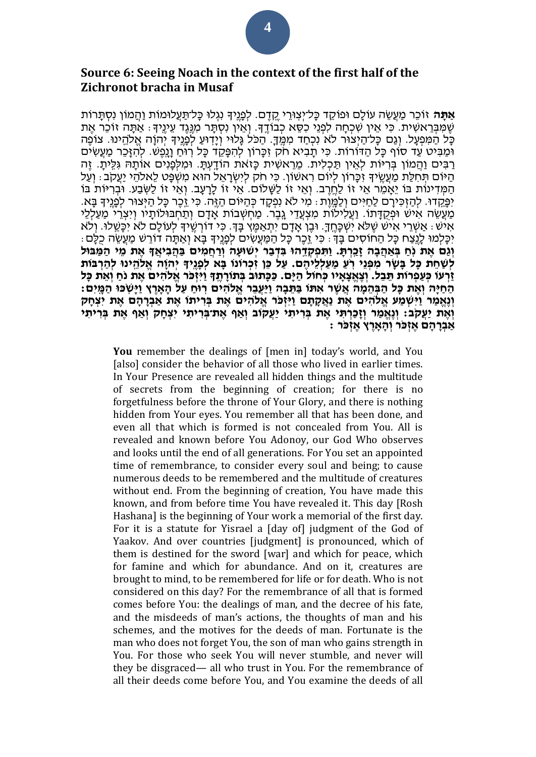## Source 6: Seeing Noach in the context of the first half of the Zichronot bracha in Musaf

**אַתָּה** זוֹכֵר מַעֲשֵׂה עוֹלָם וּפוֹקֵד כָּל־יְצוּרֵי קֶדֶם. לְפָנֶיךָ נִגְלוּ כָּל־תַּעֲלוּמוֹת וַהֲמוֹן נִסְתָּרוֹת שֶׁמִּבְּרֵאשִׁית. כִּי אֵין שִׁכְחָה לִפְנֵי כִסֵּא כְבוֹדֶךָ. וְאֵין נִסְתָּר מִנֶּגֶד עֵינֶיךָ: אַתָּה זוֹכֵר אֶת כָּל הַמִּפְעָל. וְגַם כָּל־הַיְצוּר לֹא נִכְחַד מִמֶּךָּ. הַכֹּל גָּלוּי וְיָדוּעַ לְפָנֶיךָ יְהוָֹה אֱלֹהֵינוּ. צוֹפֶה וּמַבִּיט עַד סוֹף כָּל הַדּוֹרוֹת. כִּי תָבִיא חֹק זִכָּרוֹן לְהִפָּקֵד כָּל רוּחַ וָנָפֶשׁ. לְהִזָּכֵר מַעֲשִׂים רַבִּים וַהֲמוֹן בְּרִיּוֹת לְאֵין תַּכְלִית. מֵרֵאשִׁית כָּזֹאת הוֹדָעְתָּ. וּמִלְּפָנִים אוֹתָהּ גִּלִּיתָ. זֶה הַיּוֹם תְּחִלַּת מַעֲשֶׂיךָ זִכָּרוֹן לְיוֹם רִאשׁוֹן. כִּי חֹק לְיִשְׂרָאֵל הוּא מִשְׁפָּט לֵאלֹהֵי יַעֲקֹב: וְעַל הַמְּדִינוֹת בּוֹ יֵאָמֵר אֵי זוֹ לַחֶרֶב. וְאֵי זוֹ לַשָּׁלוֹם. אֵי זוֹ לָרָעָב. וְאֵי זוֹ לַשֹּׂבַע. וּבְרִיּוֹת בּוֹ יִפָּקֵדוּ. לְהַזְכִּירָם לַחַיִּים וְלַמָּוֶת: מִי לֹא נִפְקַד כְּהַיּוֹם הַזֶּה. כִּי זֵכֶר כָּל הַיְצוּר לְפָנֶיךָ בָּא. מַעֲשֵׂה אִישׁ וּפְקֻדָּתוֹ. וַעֲלִילוֹת מִצְעֲדֵי גָבֶר. מַחְשְׁבוֹת אָדָם וְתַחְבּוּלוֹתָיו וְיִצְרֵי מַעַלְלֵי אִישׁ: אַשְׁרֵי אִישׁ שֶׁלֹּא יִשְׁכָּחֶךָּ. וּבֶן אָדָם יִתְאַמֶּץ בָּךְ. כִּי דוֹרְשֶׁיךָ לְעוֹלָם לֹא יִכָּשֵׁלוּ. וְלֹא יִכָּלְמוּ לָנֶצַח כָּל הַחוֹסִים בָּךְ: כִּי זֵכֶר כָּל הַמַּעֲשִׂים לְפָנֶיךָ בָּא וְאַתָּה דוֹרֵשׁ מַעֲשֵׂה כֻלָּם: **וְגַם אֶת נֹחַ בְּאַהֲבָה זָכַרְתָּ. וַתִּפְקְדֵהוּ בִּדְבַר יְשׁוּעָה וְרַחֲמִים בַּהֲבִיאֲךָ אֶת מֵי הַמַּבּוּל לְשַׁחֵת כָּל בָּשָׂר מִפְּנֵי רֹעַ מַעַלְלֵיהֶם. עַל כֵּן זִכְרוֹנוֹ בָּא לְפָנֶיךָ יְהוָֹה אֱלֹהֵינוּ לְהַרְבּוֹת זַרְעוֹ כְּעַפְרוֹת תֵּבֵל. וְצֶאֱצָאָיו כְּחוֹל הַיָּם. כַּכָּתוּב בְּתוֹרָתֶךָ וַיִּזְכֹּר אֱלֹהִים אֶת נֹחַ וְאֵת כָּל הַחַיָּה וְאֶת כָּל הַבְּהֵמָה אֲשֶׁר אִתּוֹ בַּתֵּבָה וַיַּעֲבֵר אֱלֹהִים רוּחַ עַל הָאָרֶץ וַיָּשֹׁכּוּ הַמָּיִם: וְנֶאֱמַר וַיִּשְׁמַע אֱלֹהִים אֶת נַאֲקָתָם וַיִּזְכֹּר אֱלֹהִים אֶת בְּרִיתוֹ אֶת אַבְרָהָם אֶת יִצְחָק וְאֶת יַעֲקֹב: וְנֶאֱמַר וְזָכַרְתִּי אֶת בְּרִיתִי יַעֲקוֹב וְאַף אֶת־בְּרִיתִי יִצְחָק וְאַף אֶת בְּרִיתִי אַבְרָהָם אֶזְכֹּר וְהָאָרֶץ אֶזְכֹּר:**

> **You** remember the dealings of [men in] today's world, and You [also] consider the behavior of all those who lived in earlier times. In Your Presence are revealed all hidden things and the multitude of secrets from the beginning of creation; for there is no forgetfulness before the throne of Your Glory, and there is nothing hidden from Your eyes. You remember all that has been done, and even all that which is formed is not concealed from You. All is revealed and known before You Adonoy, our God Who observes and looks until the end of all generations. For You set an appointed time of remembrance, to consider every soul and being; to cause numerous deeds to be remembered and the multitude of creatures without end. From the beginning of creation, You have made this known, and from before time You have revealed it. This day [Rosh Hashana] is the beginning of Your work a memorial of the first day. For it is a statute for Yisrael a [day of] judgment of the God of Yaakov. And over countries [judgment] is pronounced, which of them is destined for the sword [war] and which for peace, which for famine and which for abundance. And on it, creatures are brought to mind, to be remembered for life or for death. Who is not considered on this day? For the remembrance of all that is formed comes before You: the dealings of man, and the decree of his fate, and the misdeeds of man's actions, the thoughts of man and his schemes, and the motives for the deeds of man. Fortunate is the man who does not forget You, the son of man who gains strength in You. For those who seek You will never stumble, and never will they be disgraced— all who trust in You. For the remembrance of all their deeds come before You, and You examine the deeds of all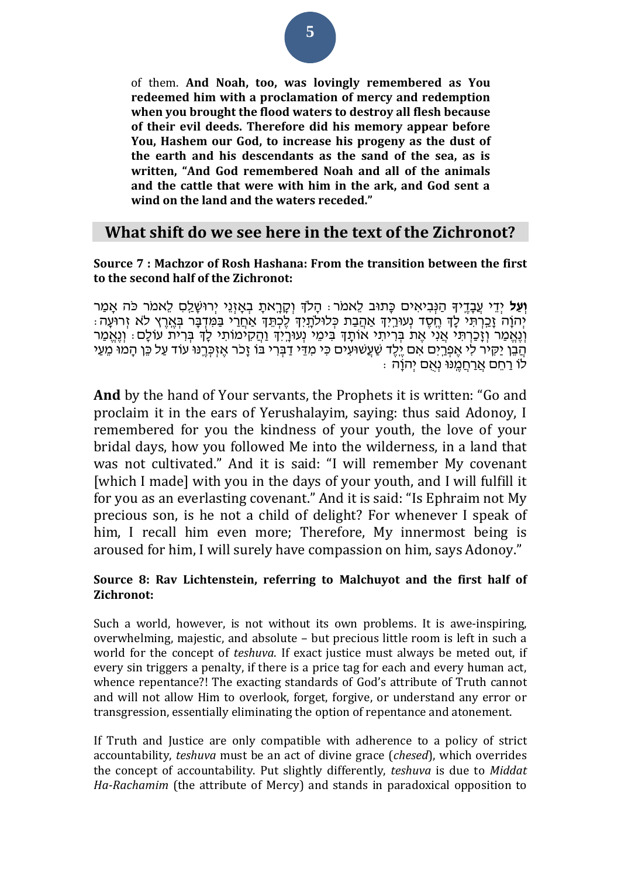of them. **And Noah, too, was lovingly remembered as You redeemed him with a proclamation of mercy and redemption when you brought the flood waters to destroy all flesh because of their evil deeds. Therefore did his memory appear before You, Hashem our God, to increase his progeny as the dust of the earth and his descendants as the sand of the sea, as is written, "And God remembered Noah and all of the animals and the cattle that were with him in the ark, and God sent a wind on the land and the waters receded."**

## What shift do we see here in the text of the Zichronot?

**Source 7 : Machzor of Rosh Hashana: From the transition between the first to the second half of the Zichronot:**

**וְעַל** יְדֵי עֲבָדֶיךָ הַנְּבִיאִים כָּתוּב לֵאמֹר: הָלֹךְ וְקָרָאתָ בְאָזְנֵי יְרוּשָׁלַיִם לֵאמֹר כֹּה אָמַר יְהוָה זָכַרְתִּי לָךְ חֶסֶד נְעוּרַיִךְ אַהֲבַת כְּלוּלֹתָיִךְ לֶכְתֵּךְ אַחֲרַי בַּמִּדְבָּר בְּאֶרֶץ לֹא זְרוּעָה: וְנֶאֱמַר וְזָכַרְתִּי אֲנִי אֶת בְּרִיתִי אוֹתָךְ בִּימֵי נְעוּרָיִךְ וַהֲקִימוֹתִי לָךְ בְּרִית עוֹלָם: וְנֶאֱמַר הֲבֵן יַקִּיר לִי אֶפְרַיִם אִם יֶלֶד שַׁעֲשֻׁעִים כִּי מִדֵּי דַבְּרִי בּוֹ זָכֹר אֶזְכְּרֶנּוּ עוֹד עַל כֵּן הָמוּ מֵעַי לוֹ רַחֵם אֲרַחֲמֶנּוּ נְאֻם יְהוָה:

**And** by the hand of Your servants, the Prophets it is written: "Go and proclaim it in the ears of Yerushalayim, saying: thus said Adonoy, I remembered for you the kindness of your youth, the love of your bridal days, how you followed Me into the wilderness, in a land that was not cultivated." And it is said: "I will remember My covenant [which I made] with you in the days of your youth, and I will fulfill it for you as an everlasting covenant." And it is said: "Is Ephraim not My precious son, is he not a child of delight? For whenever I speak of him, I recall him even more; Therefore, My innermost being is aroused for him, I will surely have compassion on him, says Adonoy."

**Source 8: Rav Lichtenstein, referring to Malchuyot and the first half of Zichronot:**

Such a world, however, is not without its own problems. It is awe-inspiring, overwhelming, majestic, and absolute – but precious little room is left in such a world for the concept of *teshuva*. If exact justice must always be meted out, if every sin triggers a penalty, if there is a price tag for each and every human act, whence repentance?! The exacting standards of God's attribute of Truth cannot and will not allow Him to overlook, forget, forgive, or understand any error or transgression, essentially eliminating the option of repentance and atonement.

If Truth and Justice are only compatible with adherence to a policy of strict accountability, *teshuva* must be an act of divine grace (*chesed*), which overrides the concept of accountability. Put slightly differently, *teshuva* is due to *Middat Ha-Rachamim* (the attribute of Mercy) and stands in paradoxical opposition to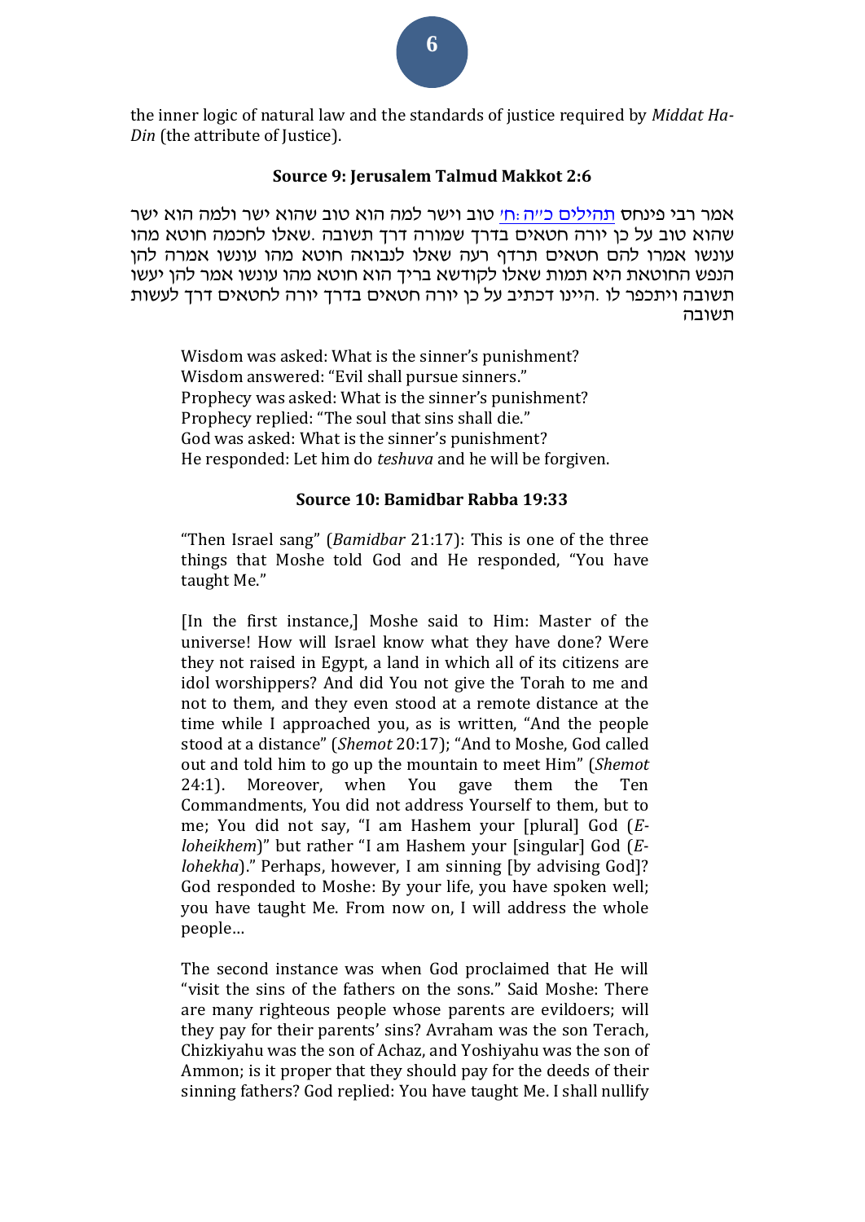the inner logic of natural law and the standards of justice required by *Middat Ha-Din* (the attribute of Justice).

**Source 9: Jerusalem Talmud Makkot 2:6**

אמר רבי פינחס תהילים כ״ה:ח׳ טוב וישר למה הוא טוב שהוא ישר ולמה הוא ישר שהוא טוב על כן יורה חטאים בדרך שמורה דרך תשובה .שאלו לחכמה חוטא מהו עונשו אמרו להם חטאים תרדף רעה שאלו לנבואה חוטא מהו עונשו אמרה להן הנפש החוטאת היא תמות שאלו לקודשא בריך הוא חוטא מהו עונשו אמר להן יעשו תשובה ויתכפר לו .היינו דכתיב על כן יורה חטאים בדרך יורה לחטאים דרך לעשות תשובה

> Wisdom was asked: What is the sinner's punishment?
> Wisdom answered: "Evil shall pursue sinners."
> Prophecy was asked: What is the sinner's punishment?
> Prophecy replied: "The soul that sins shall die."
> God was asked: What is the sinner's punishment?
> He responded: Let him do *teshuva* and he will be forgiven.

**Source 10: Bamidbar Rabba 19:33**

> "Then Israel sang" (*Bamidbar* 21:17): This is one of the three things that Moshe told God and He responded, "You have taught Me."
>
> [In the first instance,] Moshe said to Him: Master of the universe! How will Israel know what they have done? Were they not raised in Egypt, a land in which all of its citizens are idol worshippers? And did You not give the Torah to me and not to them, and they even stood at a remote distance at the time while I approached you, as is written, "And the people stood at a distance" (*Shemot* 20:17); "And to Moshe, God called out and told him to go up the mountain to meet Him" (*Shemot* 24:1). Moreover, when You gave them the Ten Commandments, You did not address Yourself to them, but to me; You did not say, "I am Hashem your [plural] God (*E-loheikhem*)" but rather "I am Hashem your [singular] God (*E-lohekha*)." Perhaps, however, I am sinning [by advising God]? God responded to Moshe: By your life, you have spoken well; you have taught Me. From now on, I will address the whole people…
>
> The second instance was when God proclaimed that He will "visit the sins of the fathers on the sons." Said Moshe: There are many righteous people whose parents are evildoers; will they pay for their parents' sins? Avraham was the son Terach, Chizkiyahu was the son of Achaz, and Yoshiyahu was the son of Ammon; is it proper that they should pay for the deeds of their sinning fathers? God replied: You have taught Me. I shall nullify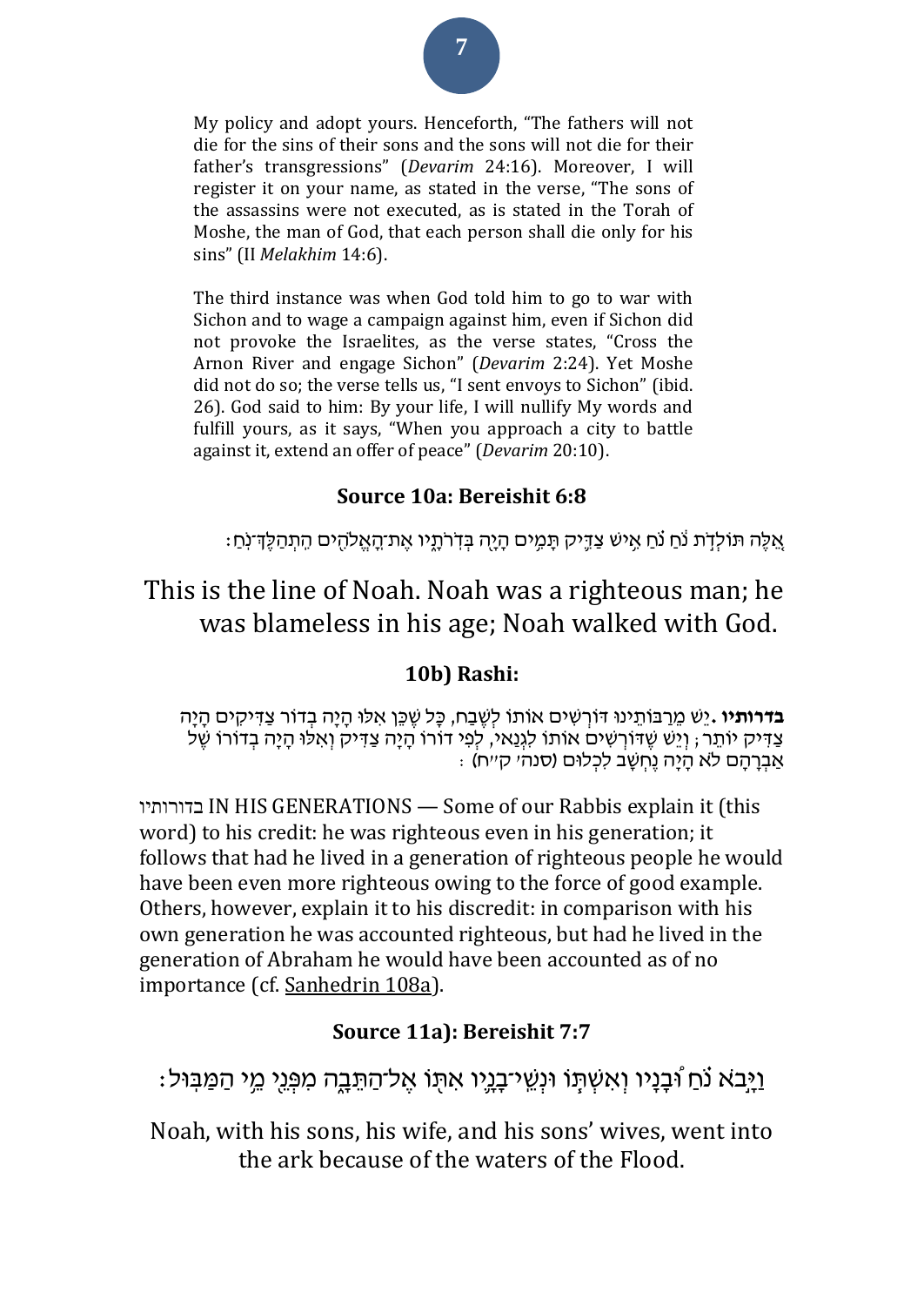My policy and adopt yours. Henceforth, "The fathers will not die for the sins of their sons and the sons will not die for their father's transgressions" (*Devarim* 24:16). Moreover, I will register it on your name, as stated in the verse, "The sons of the assassins were not executed, as is stated in the Torah of Moshe, the man of God, that each person shall die only for his sins" (II *Melakhim* 14:6).

The third instance was when God told him to go to war with Sichon and to wage a campaign against him, even if Sichon did not provoke the Israelites, as the verse states, "Cross the Arnon River and engage Sichon" (*Devarim* 2:24). Yet Moshe did not do so; the verse tells us, "I sent envoys to Sichon" (ibid. 26). God said to him: By your life, I will nullify My words and fulfill yours, as it says, "When you approach a city to battle against it, extend an offer of peace" (*Devarim* 20:10).

### Source 10a: Bereishit 6:8

אֵ֚לֶּה תּוֹלְדֹ֣ת נֹ֔חַ נֹ֗חַ אִ֥ישׁ צַדִּ֛יק תָּמִ֥ים הָיָ֖ה בְּדֹֽרֹתָ֑יו אֶת־הָֽאֱלֹהִ֖ים הִֽתְהַלֶּךְ־נֹֽחַ׃

This is the line of Noah. Noah was a righteous man; he was blameless in his age; Noah walked with God.

### 10b) Rashi:

**בדרותיו.** יֵשׁ מֵרַבּוֹתֵינוּ דּוֹרְשִׁים אוֹתוֹ לְשֶׁבַח, כָּל שֶׁכֵּן אִלּוּ הָיָה בְדוֹר צַדִּיקִים הָיָה צַדִּיק יוֹתֵר; וְיֵשׁ שֶׁדּוֹרְשִׁים אוֹתוֹ לִגְנַאי, לְפִי דוֹרוֹ הָיָה צַדִּיק וְאִלּוּ הָיָה בְדוֹרוֹ שֶׁל אַבְרָהָם לֹא הָיָה נֶחְשָׁב לִכְלוּם (סנה' ק"ח):

בדורותיו IN HIS GENERATIONS — Some of our Rabbis explain it (this word) to his credit: he was righteous even in his generation; it follows that had he lived in a generation of righteous people he would have been even more righteous owing to the force of good example. Others, however, explain it to his discredit: in comparison with his own generation he was accounted righteous, but had he lived in the generation of Abraham he would have been accounted as of no importance (cf. Sanhedrin 108a).

### Source 11a): Bereishit 7:7

וַיָּ֣בֹא נֹ֗חַ וּ֠בָנָיו וְאִשְׁתּ֧וֹ וּנְשֵֽׁי־בָנָ֛יו אִתּ֖וֹ אֶל־הַתֵּבָ֑ה מִפְּנֵ֖י מֵ֥י הַמַּבּֽוּל׃

Noah, with his sons, his wife, and his sons' wives, went into the ark because of the waters of the Flood.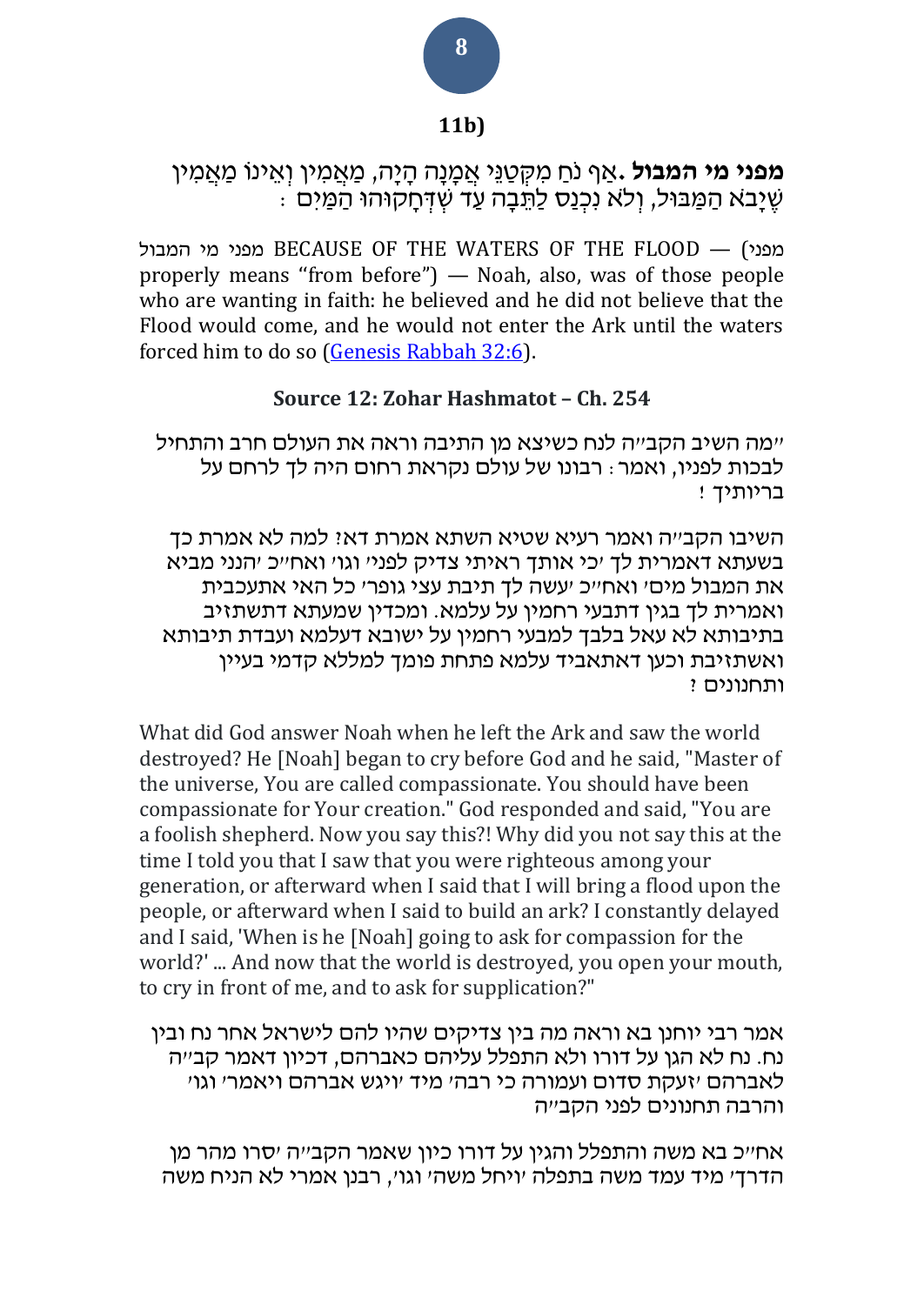### 11b)

**מפני מי המבול** .אַף נֹחַ מִקְּטַנֵּי אֲמָנָה הָיָה, מַאֲמִין וְאֵינוֹ מַאֲמִין שֶׁיָּבֹא הַמַּבּוּל, וְלֹא נִכְנַס לַתֵּבָה עַד שֶׁדְּחָקוּהוּ הַמַּיִם :

מפני מי המבול BECAUSE OF THE WATERS OF THE FLOOD — (מפני properly means "from before") — Noah, also, was of those people who are wanting in faith: he believed and he did not believe that the Flood would come, and he would not enter the Ark until the waters forced him to do so (Genesis Rabbah 32:6).

### Source 12: Zohar Hashmatot – Ch. 254

"מה השיב הקב"ה לנח כשיצא מן התיבה וראה את העולם חרב והתחיל לבכות לפניו, ואמר : רבונו של עולם נקראת רחום היה לך לרחם על בריותיך !

השיבו הקב"ה ואמר רעיא שטיא השתא אמרת דא? למה לא אמרת כך בשעתא דאמרית לך 'כי אותך ראיתי צדיק לפני' וגו' ואח"כ 'הנני מביא את המבול מים' ואח"כ 'עשה לך תיבת עצי גופר' כל האי אתעכבית ואמרית לך בגין דתבעי רחמין על עלמא. ומכדין שמעתא דתשתזיב בתיבותא לא עאל בלבך למבעי רחמין על ישובא דעלמא ועבדת תיבותא ואשתזיבת וכען דאתאביד עלמא פתחת פומך למללא קדמי בעיין ותחנונים ?

What did God answer Noah when he left the Ark and saw the world destroyed? He [Noah] began to cry before God and he said, "Master of the universe, You are called compassionate. You should have been compassionate for Your creation." God responded and said, "You are a foolish shepherd. Now you say this?! Why did you not say this at the time I told you that I saw that you were righteous among your generation, or afterward when I said that I will bring a flood upon the people, or afterward when I said to build an ark? I constantly delayed and I said, 'When is he [Noah] going to ask for compassion for the world?' ... And now that the world is destroyed, you open your mouth, to cry in front of me, and to ask for supplication?"

אמר רבי יוחנן בא וראה מה בין צדיקים שהיו להם לישראל אחר נח ובין נח. נח לא הגן על דורו ולא התפלל עליהם כאברהם, דכיון דאמר קב"ה לאברהם 'זעקת סדום ועמורה כי רבה' מיד 'ויגש אברהם ויאמר' וגו' והרבה תחנונים לפני הקב"ה

אח"כ בא משה והתפלל והגין על דורו כיון שאמר הקב"ה 'סרו מהר מן הדרך' מיד עמד משה בתפלה 'ויחל משה' וגו', רבנן אמרי לא הניח משה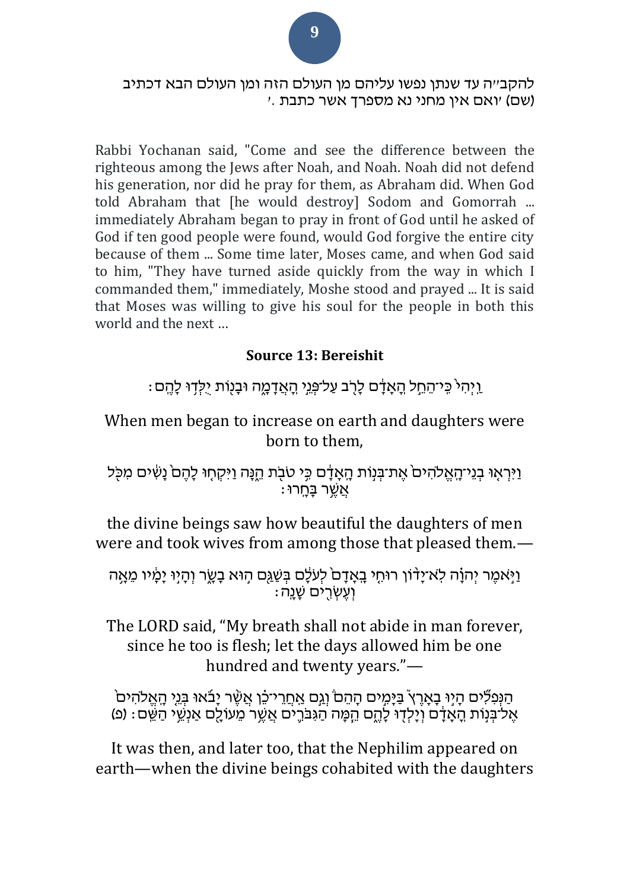להקב"ה עד שנתן נפשו עליהם מן העולם הזה ומן העולם הבא דכתיב (שם) 'ואם אין מחני נא מספרך אשר כתבת .'

Rabbi Yochanan said, "Come and see the difference between the righteous among the Jews after Noah, and Noah. Noah did not defend his generation, nor did he pray for them, as Abraham did. When God told Abraham that [he would destroy] Sodom and Gomorrah ... immediately Abraham began to pray in front of God until he asked of God if ten good people were found, would God forgive the entire city because of them ... Some time later, Moses came, and when God said to him, "They have turned aside quickly from the way in which I commanded them," immediately, Moshe stood and prayed ... It is said that Moses was willing to give his soul for the people in both this world and the next ...

**Source 13: Bereishit**

וַיְהִי֙ כִּֽי־הֵחֵ֣ל הָֽאָדָ֔ם לָרֹ֖ב עַל־פְּנֵ֣י הָאֲדָמָ֑ה וּבָנ֖וֹת יֻלְּד֥וּ לָהֶֽם׃

When men began to increase on earth and daughters were born to them,

וַיִּרְא֤וּ בְנֵי־הָֽאֱלֹהִים֙ אֶת־בְּנ֣וֹת הָֽאָדָ֔ם כִּ֥י טֹבֹ֖ת הֵ֑נָּה וַיִּקְח֤וּ לָהֶם֙ נָשִׁ֔ים מִכֹּ֖ל אֲשֶׁ֥ר בָּחָֽרוּ׃

the divine beings saw how beautiful the daughters of men were and took wives from among those that pleased them.—

וַיֹּ֣אמֶר יְהֹוָ֗ה לֹֽא־יָד֨וֹן רוּחִ֤י בָֽאָדָם֙ לְעֹלָ֔ם בְּשַׁגָּ֖ם ה֣וּא בָשָׂ֑ר וְהָי֣וּ יָמָ֔יו מֵאָ֥ה וְעֶשְׂרִ֖ים שָׁנָֽה׃

The LORD said, "My breath shall not abide in man forever, since he too is flesh; let the days allowed him be one hundred and twenty years."—

הַנְּפִלִ֞ים הָי֣וּ בָאָ֘רֶץ֮ בַּיָּמִ֣ים הָהֵם֒ וְגַ֣ם אַֽחֲרֵי־כֵ֗ן אֲשֶׁ֨ר יָבֹ֜אוּ בְּנֵ֤י הָֽאֱלֹהִים֙ אֶל־בְּנ֣וֹת הָֽאָדָ֔ם וְיָלְד֖וּ לָהֶ֑ם הֵ֧מָּה הַגִּבֹּרִ֛ים אֲשֶׁ֥ר מֵעוֹלָ֖ם אַנְשֵׁ֥י הַשֵּֽׁם׃ (פ)

It was then, and later too, that the Nephilim appeared on earth—when the divine beings cohabited with the daughters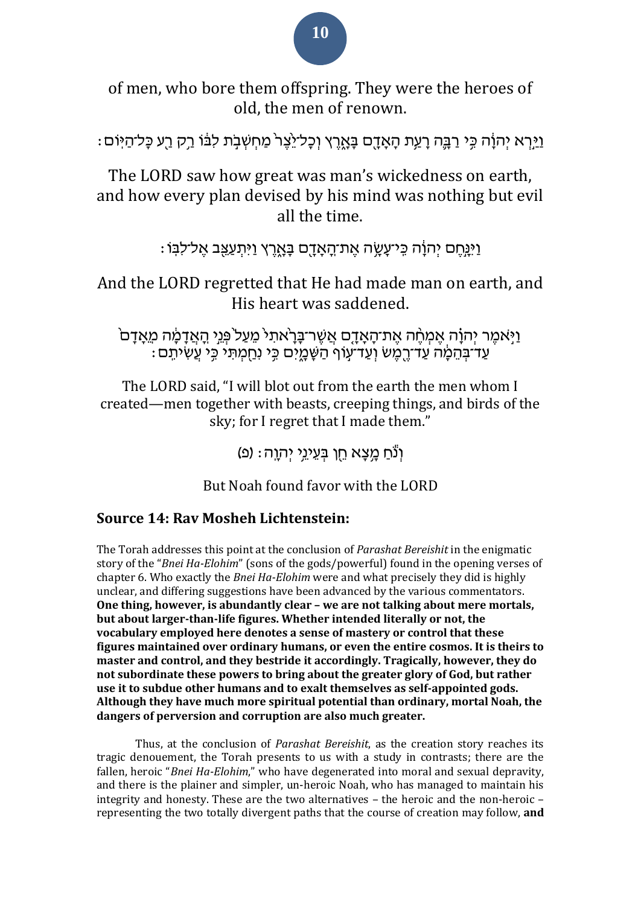of men, who bore them offspring. They were the heroes of old, the men of renown.

וַיַּ֣רְא יְהוָ֔ה כִּ֥י רַבָּ֛ה רָעַ֥ת הָאָדָ֖ם בָּאָ֑רֶץ וְכָל־יֵ֨צֶר֙ מַחְשְׁבֹ֣ת לִבּ֔וֹ רַ֥ק רַ֖ע כָּל־הַיּֽוֹם׃

The LORD saw how great was man's wickedness on earth, and how every plan devised by his mind was nothing but evil all the time.

וַיִּנָּ֣חֶם יְהוָ֔ה כִּֽי־עָשָׂ֥ה אֶת־הָֽאָדָ֖ם בָּאָ֑רֶץ וַיִּתְעַצֵּ֖ב אֶל־לִבּֽוֹ׃

And the LORD regretted that He had made man on earth, and His heart was saddened.

וַיֹּ֣אמֶר יְהוָ֗ה אֶמְחֶ֨ה אֶת־הָאָדָ֤ם אֲשֶׁר־בָּרָ֨אתִי֙ מֵעַל֙ פְּנֵ֣י הָֽאֲדָמָ֔ה מֵֽאָדָם֙ עַד־בְּהֵמָ֔ה עַד־רֶ֖מֶשׂ וְעַד־ע֣וֹף הַשָּׁמָ֑יִם כִּ֥י נִחַ֖מְתִּי כִּ֥י עֲשִׂיתִֽם׃

The LORD said, "I will blot out from the earth the men whom I created—men together with beasts, creeping things, and birds of the sky; for I regret that I made them."

וְנֹ֕חַ מָ֥צָא חֵ֖ן בְּעֵינֵ֥י יְהוָֽה׃ (פ)

But Noah found favor with the LORD

## Source 14: Rav Mosheh Lichtenstein:

The Torah addresses this point at the conclusion of *Parashat Bereishit* in the enigmatic story of the "*Bnei Ha-Elohim*" (sons of the gods/powerful) found in the opening verses of chapter 6. Who exactly the *Bnei Ha-Elohim* were and what precisely they did is highly unclear, and differing suggestions have been advanced by the various commentators. **One thing, however, is abundantly clear – we are not talking about mere mortals, but about larger-than-life figures. Whether intended literally or not, the vocabulary employed here denotes a sense of mastery or control that these figures maintained over ordinary humans, or even the entire cosmos. It is theirs to master and control, and they bestride it accordingly. Tragically, however, they do not subordinate these powers to bring about the greater glory of God, but rather use it to subdue other humans and to exalt themselves as self-appointed gods. Although they have much more spiritual potential than ordinary, mortal Noah, the dangers of perversion and corruption are also much greater.**

Thus, at the conclusion of *Parashat Bereishit*, as the creation story reaches its tragic denouement, the Torah presents to us with a study in contrasts; there are the fallen, heroic "*Bnei Ha-Elohim*," who have degenerated into moral and sexual depravity, and there is the plainer and simpler, un-heroic Noah, who has managed to maintain his integrity and honesty. These are the two alternatives – the heroic and the non-heroic – representing the two totally divergent paths that the course of creation may follow, **and**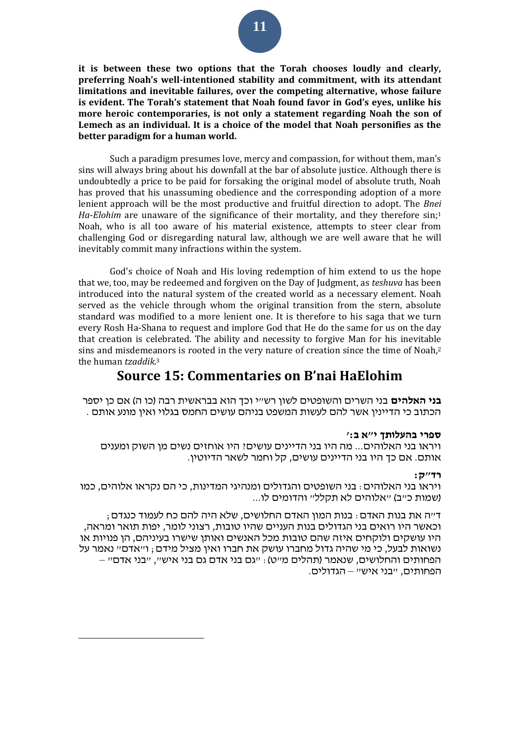**it is between these two options that the Torah chooses loudly and clearly, preferring Noah's well-intentioned stability and commitment, with its attendant limitations and inevitable failures, over the competing alternative, whose failure is evident. The Torah's statement that Noah found favor in God's eyes, unlike his more heroic contemporaries, is not only a statement regarding Noah the son of Lemech as an individual. It is a choice of the model that Noah personifies as the better paradigm for a human world.**

Such a paradigm presumes love, mercy and compassion, for without them, man's sins will always bring about his downfall at the bar of absolute justice. Although there is undoubtedly a price to be paid for forsaking the original model of absolute truth, Noah has proved that his unassuming obedience and the corresponding adoption of a more lenient approach will be the most productive and fruitful direction to adopt. The *Bnei Ha-Elohim* are unaware of the significance of their mortality, and they therefore sin;[1] Noah, who is all too aware of his material existence, attempts to steer clear from challenging God or disregarding natural law, although we are well aware that he will inevitably commit many infractions within the system.

God's choice of Noah and His loving redemption of him extend to us the hope that we, too, may be redeemed and forgiven on the Day of Judgment, as *teshuva* has been introduced into the natural system of the created world as a necessary element. Noah served as the vehicle through whom the original transition from the stern, absolute standard was modified to a more lenient one. It is therefore to his saga that we turn every Rosh Ha-Shana to request and implore God that He do the same for us on the day that creation is celebrated. The ability and necessity to forgive Man for his inevitable sins and misdemeanors is rooted in the very nature of creation since the time of Noah,[2] the human *tzaddik*.[3]

## Source 15: Commentaries on B'nai HaElohim

**בני האלהים** בני השרים והשופטים לשון רש"י וכך הוא בבראשית רבה (כו ה) אם כן יספר הכתוב כי הדיינין אשר להם לעשות המשפט בניהם עושים החמס בגלוי ואין מונע אותם .

**ספרי בהעלותך י"א ב:'**
ויראו בני האלוהים... מה היו בני הדיינים עושים? היו אוחזים נשים מן השוק ומענים אותם. אם כך היו בני הדיינים עושים, קל וחמר לשאר הדיוטין.

**רד"ק:**
ויראו בני האלוהים: בני השופטים והגדולים ומנהיגי המדינות, כי הם נקראו אלוהים, כמו (שמות כ"ב) "אלוהים לא תקלל" והדומים לו...

ד"ה את בנות האדם: בנות המון האדם החלושים, שלא היה להם כח לעמוד כנגדם; וכאשר היו רואים בני הגדולים בנות העניים שהיו טובות, רצוני לומר, יפות תואר ומראה, היו עושקים ולוקחים איזה שהם טובות מכל האנשים ואותן שישרו בעיניהם, הן פנויות או נשואות לבעל, כי מי שהיה גדול מחברו עושק את חברו ואין מציל מידם; ו"אדם" נאמר על הפחותים והחלושים, שנאמר (תהלים מ"ט): "גם בני אדם גם בני איש", "בני אדם" – הפחותים, "בני איש" – הגדולים.